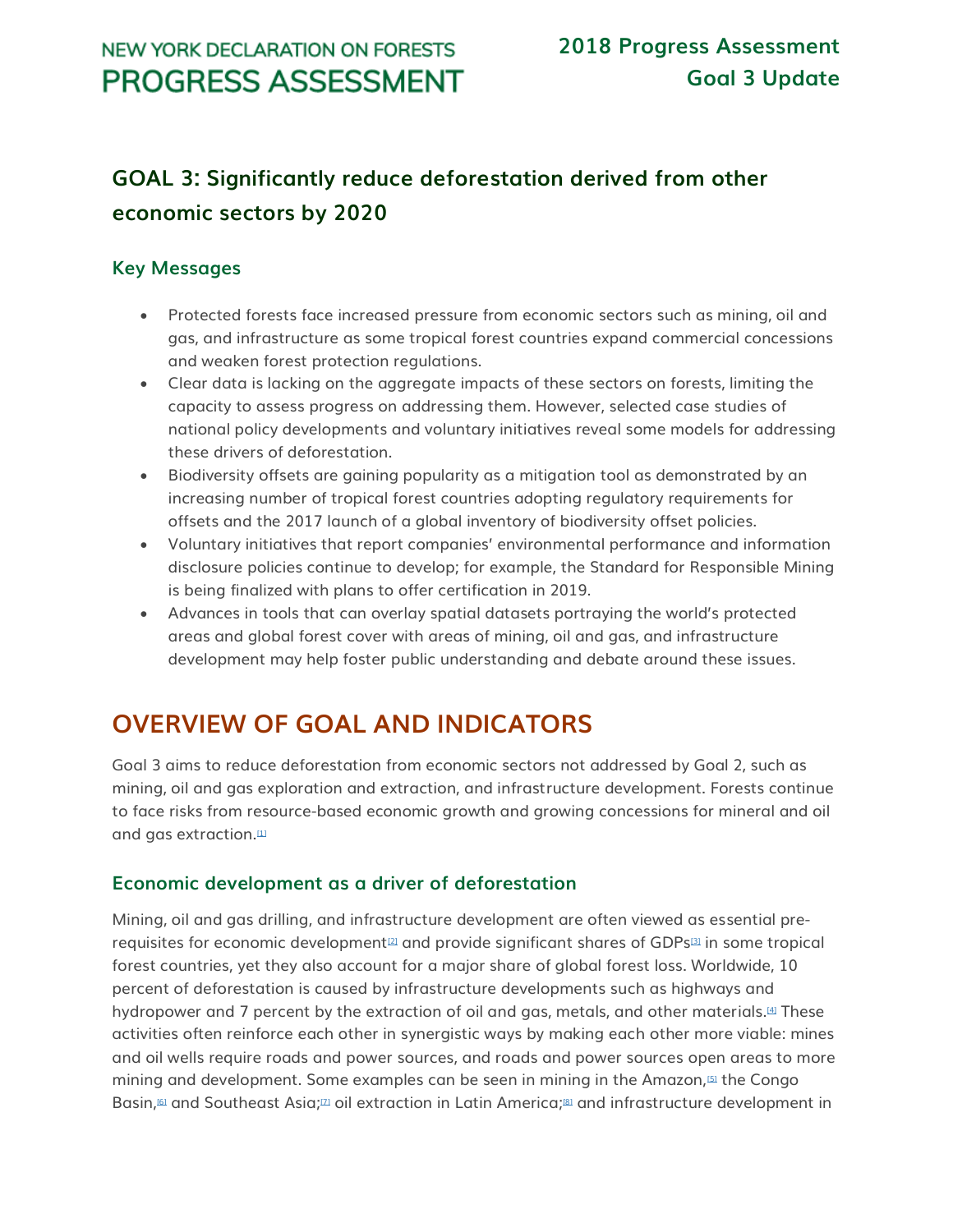# GOAL 3: Significantly reduce deforestation derived from other economic sectors by 2020

### Key Messages

- Protected forests face increased pressure from economic sectors such as mining, oil and gas, and infrastructure as some tropical forest countries expand commercial concessions and weaken forest protection regulations.
- Clear data is lacking on the aggregate impacts of these sectors on forests, limiting the capacity to assess progress on addressing them. However, selected case studies of national policy developments and voluntary initiatives reveal some models for addressing these drivers of deforestation.
- Biodiversity offsets are gaining popularity as a mitigation tool as demonstrated by an increasing number of tropical forest countries adopting regulatory requirements for offsets and the 2017 launch of a global inventory of biodiversity offset policies.
- Voluntary initiatives that report companies' environmental performance and information disclosure policies continue to develop; for example, the Standard for Responsible Mining is being finalized with plans to offer certification in 2019.
- Advances in tools that can overlay spatial datasets portraying the world's protected areas and global forest cover with areas of mining, oil and gas, and infrastructure development may help foster public understanding and debate around these issues.

## OVERVIEW OF GOAL AND INDICATORS

Goal 3 aims to reduce deforestation from economic sectors not addressed by Goal 2, such as mining, oil and gas exploration and extraction, and infrastructure development. Forests continue to face risks from resource-based economic growth and growing concessions for mineral and oil and gas extraction.[1]

### Economic development as a driver of deforestation

Mining, oil and gas drilling, and infrastructure development are often viewed as essential pre-requisites for economic development[2] and provide significant shares of GDPs[3] in some tropical forest countries, yet they also account for a major share of global forest loss. Worldwide, 10 percent of deforestation is caused by infrastructure developments such as highways and hydropower and 7 percent by the extraction of oil and gas, metals, and other materials.[4] These activities often reinforce each other in synergistic ways by making each other more viable: mines and oil wells require roads and power sources, and roads and power sources open areas to more mining and development. Some examples can be seen in mining in the Amazon,[5] the Congo Basin,[6] and Southeast Asia;[7] oil extraction in Latin America;[8] and infrastructure development in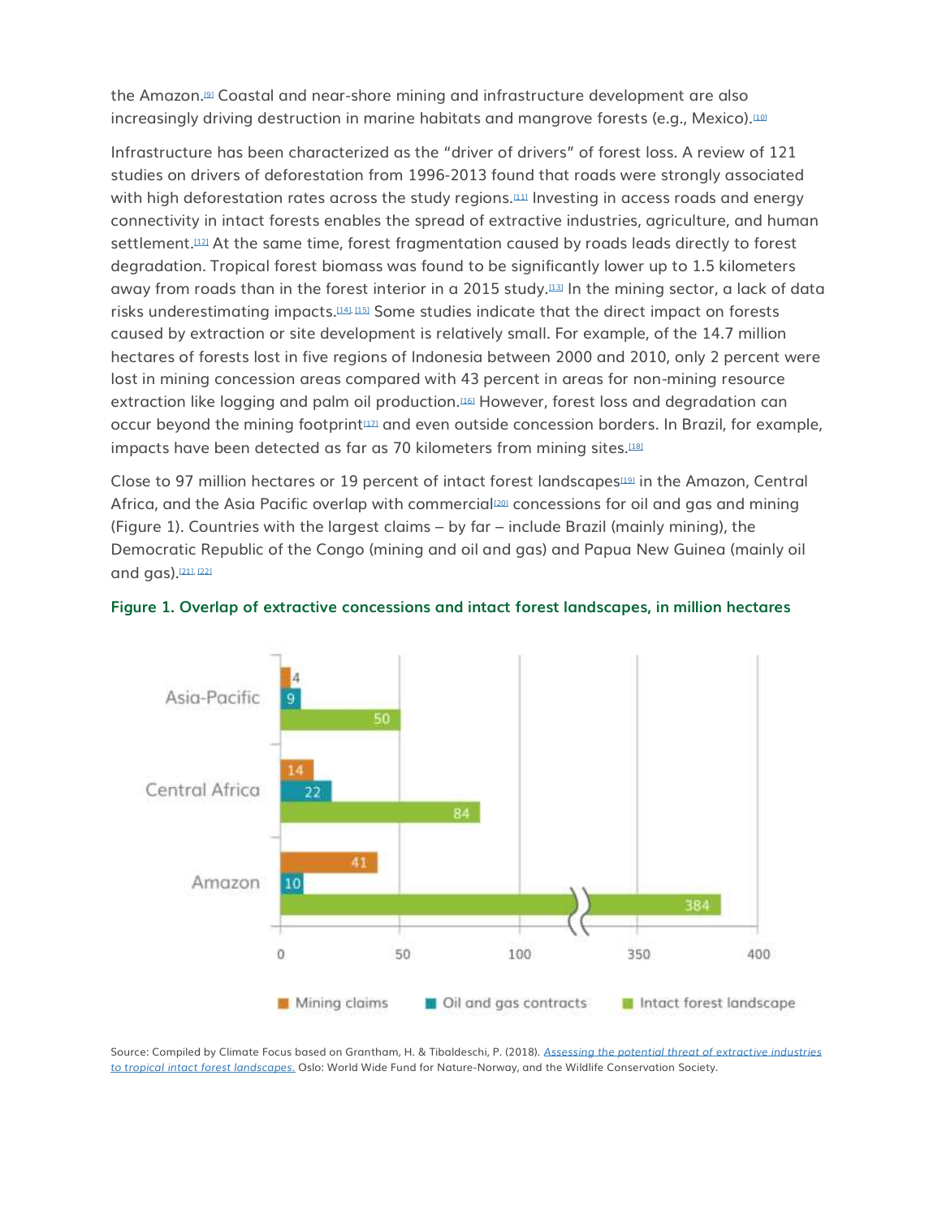the Amazon.[9] Coastal and near-shore mining and infrastructure development are also increasingly driving destruction in marine habitats and mangrove forests (e.g., Mexico).[10]

Infrastructure has been characterized as the "driver of drivers" of forest loss. A review of 121 studies on drivers of deforestation from 1996-2013 found that roads were strongly associated with high deforestation rates across the study regions.[11] Investing in access roads and energy connectivity in intact forests enables the spread of extractive industries, agriculture, and human settlement.[12] At the same time, forest fragmentation caused by roads leads directly to forest degradation. Tropical forest biomass was found to be significantly lower up to 1.5 kilometers away from roads than in the forest interior in a 2015 study.[13] In the mining sector, a lack of data risks underestimating impacts.[14], [15] Some studies indicate that the direct impact on forests caused by extraction or site development is relatively small. For example, of the 14.7 million hectares of forests lost in five regions of Indonesia between 2000 and 2010, only 2 percent were lost in mining concession areas compared with 43 percent in areas for non-mining resource extraction like logging and palm oil production.[16] However, forest loss and degradation can occur beyond the mining footprint[17] and even outside concession borders. In Brazil, for example, impacts have been detected as far as 70 kilometers from mining sites.[18]

Close to 97 million hectares or 19 percent of intact forest landscapes[19] in the Amazon, Central Africa, and the Asia Pacific overlap with commercial[20] concessions for oil and gas and mining (Figure 1). Countries with the largest claims – by far – include Brazil (mainly mining), the Democratic Republic of the Congo (mining and oil and gas) and Papua New Guinea (mainly oil and gas).[21], [22]

**Figure 1. Overlap of extractive concessions and intact forest landscapes, in million hectares**

| Region | Mining claims | Oil and gas contracts | Intact forest landscape |
|---|---|---|---|
| Asia-Pacific | 4 | 9 | 50 |
| Central Africa | 14 | 22 | 84 |
| Amazon | 41 | 10 | 384 |

Source: Compiled by Climate Focus based on Grantham, H. & Tibaldeschi, P. (2018). *Assessing the potential threat of extractive industries to tropical intact forest landscapes.* Oslo: World Wide Fund for Nature-Norway, and the Wildlife Conservation Society.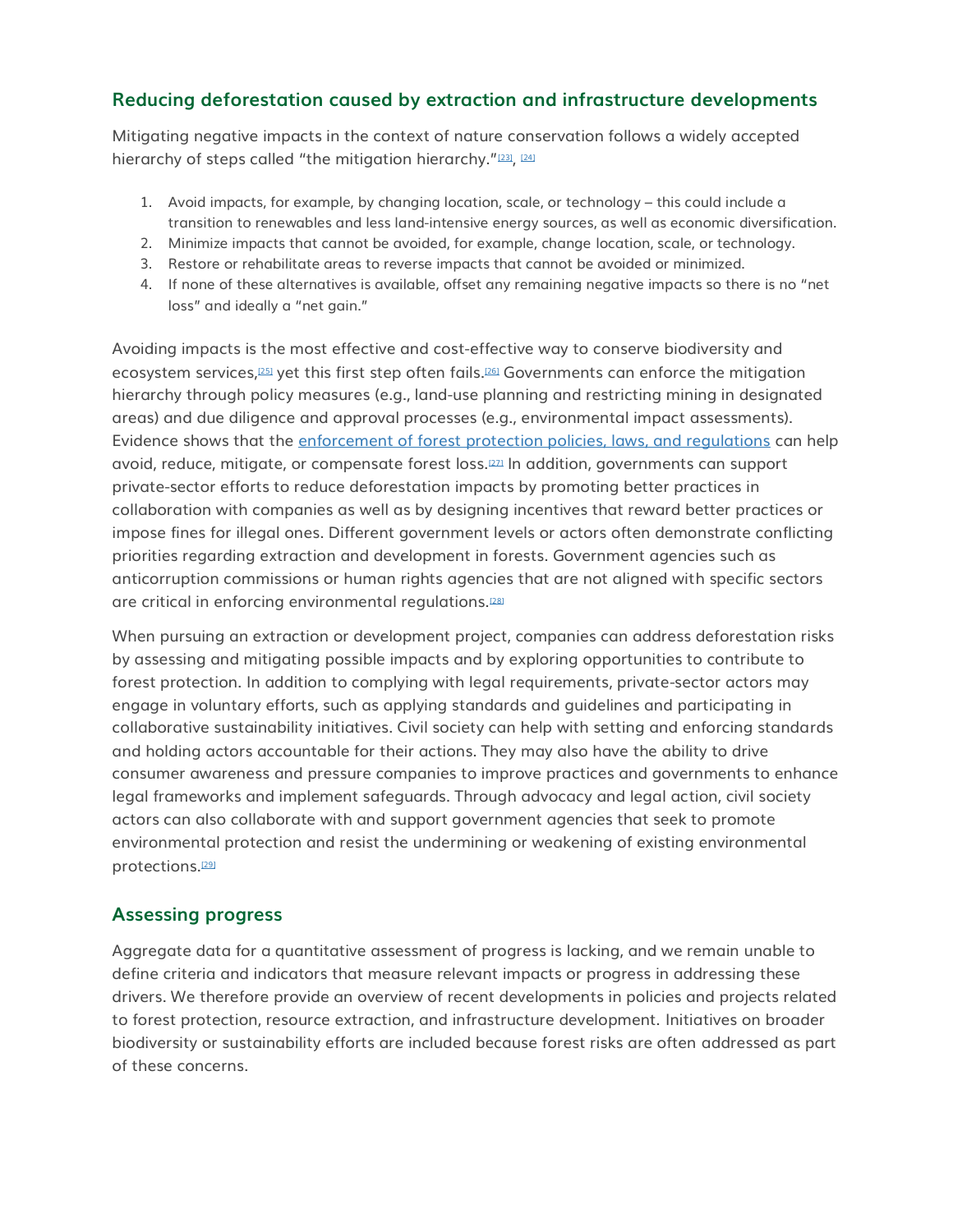## Reducing deforestation caused by extraction and infrastructure developments

Mitigating negative impacts in the context of nature conservation follows a widely accepted hierarchy of steps called "the mitigation hierarchy."[23], [24]

1. Avoid impacts, for example, by changing location, scale, or technology – this could include a transition to renewables and less land-intensive energy sources, as well as economic diversification.
2. Minimize impacts that cannot be avoided, for example, change location, scale, or technology.
3. Restore or rehabilitate areas to reverse impacts that cannot be avoided or minimized.
4. If none of these alternatives is available, offset any remaining negative impacts so there is no "net loss" and ideally a "net gain."

Avoiding impacts is the most effective and cost-effective way to conserve biodiversity and ecosystem services,[25] yet this first step often fails.[26] Governments can enforce the mitigation hierarchy through policy measures (e.g., land-use planning and restricting mining in designated areas) and due diligence and approval processes (e.g., environmental impact assessments). Evidence shows that the enforcement of forest protection policies, laws, and regulations can help avoid, reduce, mitigate, or compensate forest loss.[27] In addition, governments can support private-sector efforts to reduce deforestation impacts by promoting better practices in collaboration with companies as well as by designing incentives that reward better practices or impose fines for illegal ones. Different government levels or actors often demonstrate conflicting priorities regarding extraction and development in forests. Government agencies such as anticorruption commissions or human rights agencies that are not aligned with specific sectors are critical in enforcing environmental regulations.[28]

When pursuing an extraction or development project, companies can address deforestation risks by assessing and mitigating possible impacts and by exploring opportunities to contribute to forest protection. In addition to complying with legal requirements, private-sector actors may engage in voluntary efforts, such as applying standards and guidelines and participating in collaborative sustainability initiatives. Civil society can help with setting and enforcing standards and holding actors accountable for their actions. They may also have the ability to drive consumer awareness and pressure companies to improve practices and governments to enhance legal frameworks and implement safeguards. Through advocacy and legal action, civil society actors can also collaborate with and support government agencies that seek to promote environmental protection and resist the undermining or weakening of existing environmental protections.[29]

## Assessing progress

Aggregate data for a quantitative assessment of progress is lacking, and we remain unable to define criteria and indicators that measure relevant impacts or progress in addressing these drivers. We therefore provide an overview of recent developments in policies and projects related to forest protection, resource extraction, and infrastructure development. Initiatives on broader biodiversity or sustainability efforts are included because forest risks are often addressed as part of these concerns.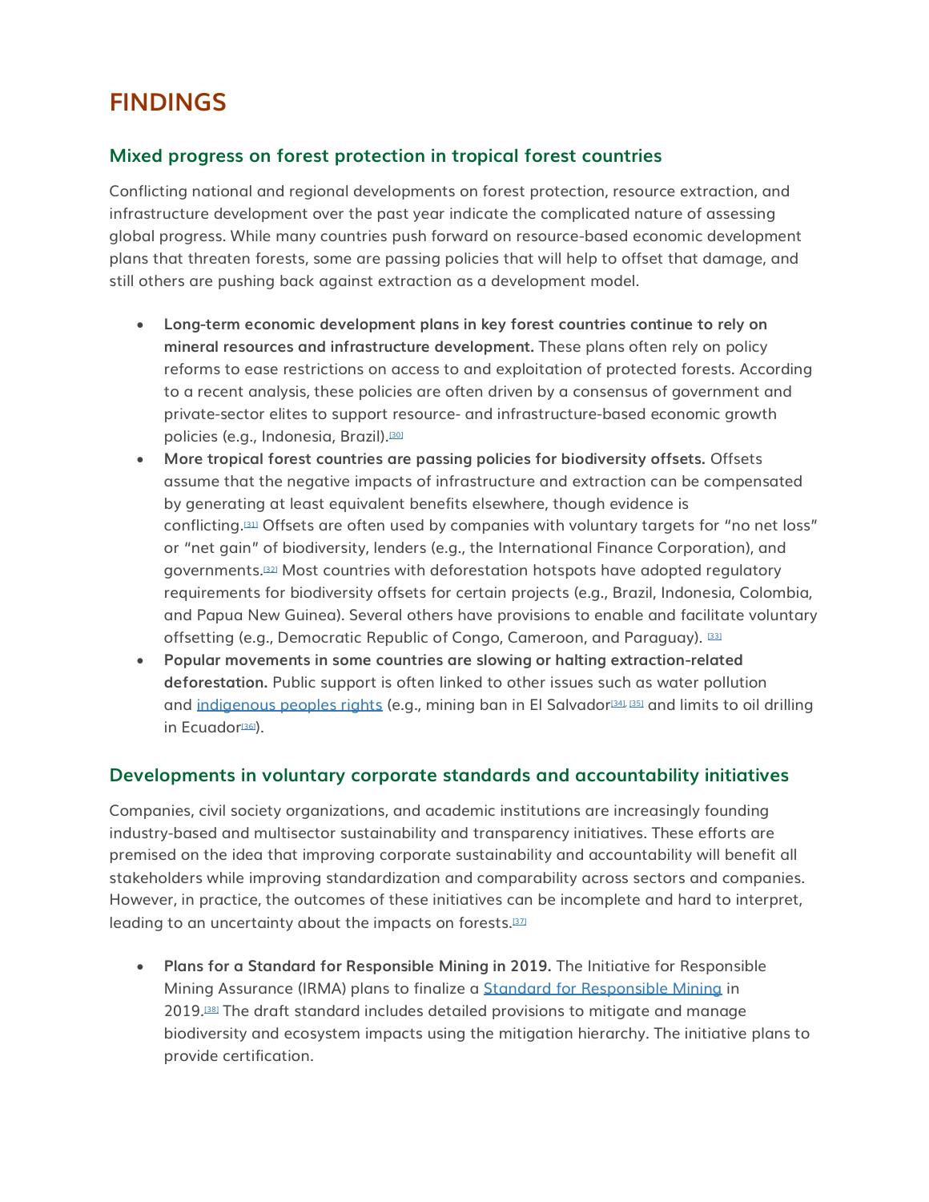# FINDINGS

## Mixed progress on forest protection in tropical forest countries

Conflicting national and regional developments on forest protection, resource extraction, and infrastructure development over the past year indicate the complicated nature of assessing global progress. While many countries push forward on resource-based economic development plans that threaten forests, some are passing policies that will help to offset that damage, and still others are pushing back against extraction as a development model.

- **Long-term economic development plans in key forest countries continue to rely on mineral resources and infrastructure development.** These plans often rely on policy reforms to ease restrictions on access to and exploitation of protected forests. According to a recent analysis, these policies are often driven by a consensus of government and private-sector elites to support resource- and infrastructure-based economic growth policies (e.g., Indonesia, Brazil).[30]
- **More tropical forest countries are passing policies for biodiversity offsets.** Offsets assume that the negative impacts of infrastructure and extraction can be compensated by generating at least equivalent benefits elsewhere, though evidence is conflicting.[31] Offsets are often used by companies with voluntary targets for "no net loss" or "net gain" of biodiversity, lenders (e.g., the International Finance Corporation), and governments.[32] Most countries with deforestation hotspots have adopted regulatory requirements for biodiversity offsets for certain projects (e.g., Brazil, Indonesia, Colombia, and Papua New Guinea). Several others have provisions to enable and facilitate voluntary offsetting (e.g., Democratic Republic of Congo, Cameroon, and Paraguay). [33]
- **Popular movements in some countries are slowing or halting extraction-related deforestation.** Public support is often linked to other issues such as water pollution and indigenous peoples rights (e.g., mining ban in El Salvador[34], [35] and limits to oil drilling in Ecuador[36]).

## Developments in voluntary corporate standards and accountability initiatives

Companies, civil society organizations, and academic institutions are increasingly founding industry-based and multisector sustainability and transparency initiatives. These efforts are premised on the idea that improving corporate sustainability and accountability will benefit all stakeholders while improving standardization and comparability across sectors and companies. However, in practice, the outcomes of these initiatives can be incomplete and hard to interpret, leading to an uncertainty about the impacts on forests.[37]

- **Plans for a Standard for Responsible Mining in 2019.** The Initiative for Responsible Mining Assurance (IRMA) plans to finalize a Standard for Responsible Mining in 2019.[38] The draft standard includes detailed provisions to mitigate and manage biodiversity and ecosystem impacts using the mitigation hierarchy. The initiative plans to provide certification.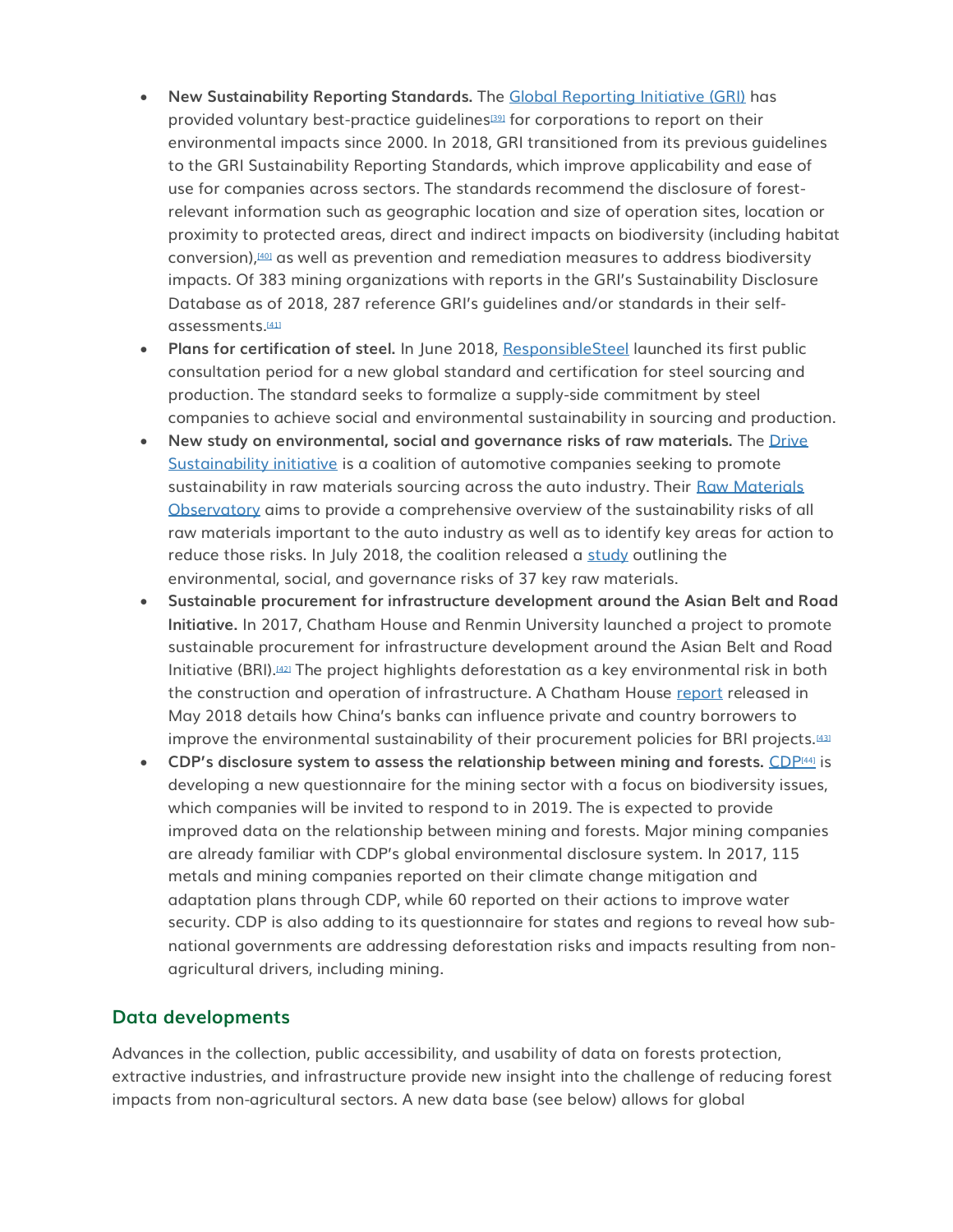- **New Sustainability Reporting Standards.** The Global Reporting Initiative (GRI) has provided voluntary best-practice guidelines[39] for corporations to report on their environmental impacts since 2000. In 2018, GRI transitioned from its previous guidelines to the GRI Sustainability Reporting Standards, which improve applicability and ease of use for companies across sectors. The standards recommend the disclosure of forest-relevant information such as geographic location and size of operation sites, location or proximity to protected areas, direct and indirect impacts on biodiversity (including habitat conversion),[40] as well as prevention and remediation measures to address biodiversity impacts. Of 383 mining organizations with reports in the GRI's Sustainability Disclosure Database as of 2018, 287 reference GRI's guidelines and/or standards in their self-assessments.[41]
- **Plans for certification of steel.** In June 2018, ResponsibleSteel launched its first public consultation period for a new global standard and certification for steel sourcing and production. The standard seeks to formalize a supply-side commitment by steel companies to achieve social and environmental sustainability in sourcing and production.
- **New study on environmental, social and governance risks of raw materials.** The Drive Sustainability initiative is a coalition of automotive companies seeking to promote sustainability in raw materials sourcing across the auto industry. Their Raw Materials Observatory aims to provide a comprehensive overview of the sustainability risks of all raw materials important to the auto industry as well as to identify key areas for action to reduce those risks. In July 2018, the coalition released a study outlining the environmental, social, and governance risks of 37 key raw materials.
- **Sustainable procurement for infrastructure development around the Asian Belt and Road Initiative.** In 2017, Chatham House and Renmin University launched a project to promote sustainable procurement for infrastructure development around the Asian Belt and Road Initiative (BRI).[42] The project highlights deforestation as a key environmental risk in both the construction and operation of infrastructure. A Chatham House report released in May 2018 details how China's banks can influence private and country borrowers to improve the environmental sustainability of their procurement policies for BRI projects.[43]
- **CDP's disclosure system to assess the relationship between mining and forests.** CDP[44] is developing a new questionnaire for the mining sector with a focus on biodiversity issues, which companies will be invited to respond to in 2019. The is expected to provide improved data on the relationship between mining and forests. Major mining companies are already familiar with CDP's global environmental disclosure system. In 2017, 115 metals and mining companies reported on their climate change mitigation and adaptation plans through CDP, while 60 reported on their actions to improve water security. CDP is also adding to its questionnaire for states and regions to reveal how sub-national governments are addressing deforestation risks and impacts resulting from non-agricultural drivers, including mining.

## Data developments

Advances in the collection, public accessibility, and usability of data on forests protection, extractive industries, and infrastructure provide new insight into the challenge of reducing forest impacts from non-agricultural sectors. A new data base (see below) allows for global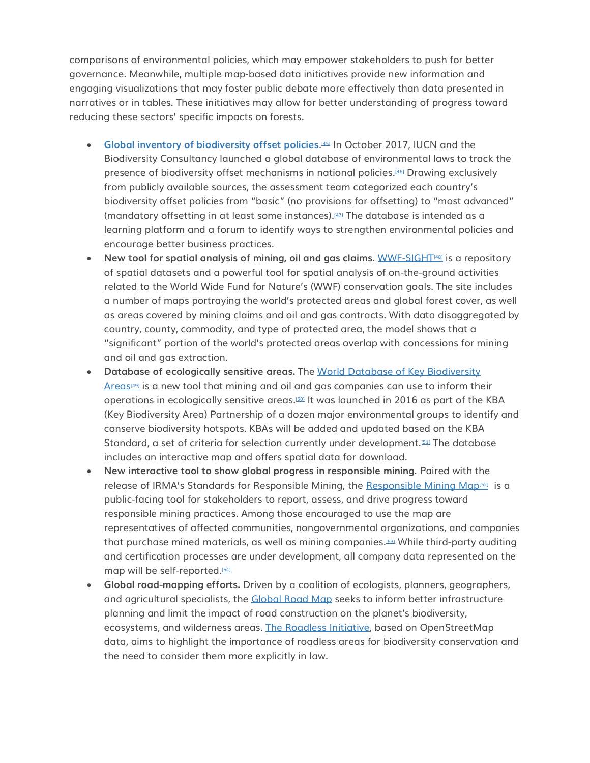comparisons of environmental policies, which may empower stakeholders to push for better governance. Meanwhile, multiple map-based data initiatives provide new information and engaging visualizations that may foster public debate more effectively than data presented in narratives or in tables. These initiatives may allow for better understanding of progress toward reducing these sectors' specific impacts on forests.

- **Global inventory of biodiversity offset policies.**[45] In October 2017, IUCN and the Biodiversity Consultancy launched a global database of environmental laws to track the presence of biodiversity offset mechanisms in national policies.[46] Drawing exclusively from publicly available sources, the assessment team categorized each country's biodiversity offset policies from "basic" (no provisions for offsetting) to "most advanced" (mandatory offsetting in at least some instances).[47] The database is intended as a learning platform and a forum to identify ways to strengthen environmental policies and encourage better business practices.
- **New tool for spatial analysis of mining, oil and gas claims.** WWF-SIGHT[48] is a repository of spatial datasets and a powerful tool for spatial analysis of on-the-ground activities related to the World Wide Fund for Nature's (WWF) conservation goals. The site includes a number of maps portraying the world's protected areas and global forest cover, as well as areas covered by mining claims and oil and gas contracts. With data disaggregated by country, county, commodity, and type of protected area, the model shows that a "significant" portion of the world's protected areas overlap with concessions for mining and oil and gas extraction.
- **Database of ecologically sensitive areas.** The World Database of Key Biodiversity Areas[49] is a new tool that mining and oil and gas companies can use to inform their operations in ecologically sensitive areas.[50] It was launched in 2016 as part of the KBA (Key Biodiversity Area) Partnership of a dozen major environmental groups to identify and conserve biodiversity hotspots. KBAs will be added and updated based on the KBA Standard, a set of criteria for selection currently under development.[51] The database includes an interactive map and offers spatial data for download.
- **New interactive tool to show global progress in responsible mining.** Paired with the release of IRMA's Standards for Responsible Mining, the Responsible Mining Map[52] is a public-facing tool for stakeholders to report, assess, and drive progress toward responsible mining practices. Among those encouraged to use the map are representatives of affected communities, nongovernmental organizations, and companies that purchase mined materials, as well as mining companies.[53] While third-party auditing and certification processes are under development, all company data represented on the map will be self-reported.[54]
- **Global road-mapping efforts.** Driven by a coalition of ecologists, planners, geographers, and agricultural specialists, the Global Road Map seeks to inform better infrastructure planning and limit the impact of road construction on the planet's biodiversity, ecosystems, and wilderness areas. The Roadless Initiative, based on OpenStreetMap data, aims to highlight the importance of roadless areas for biodiversity conservation and the need to consider them more explicitly in law.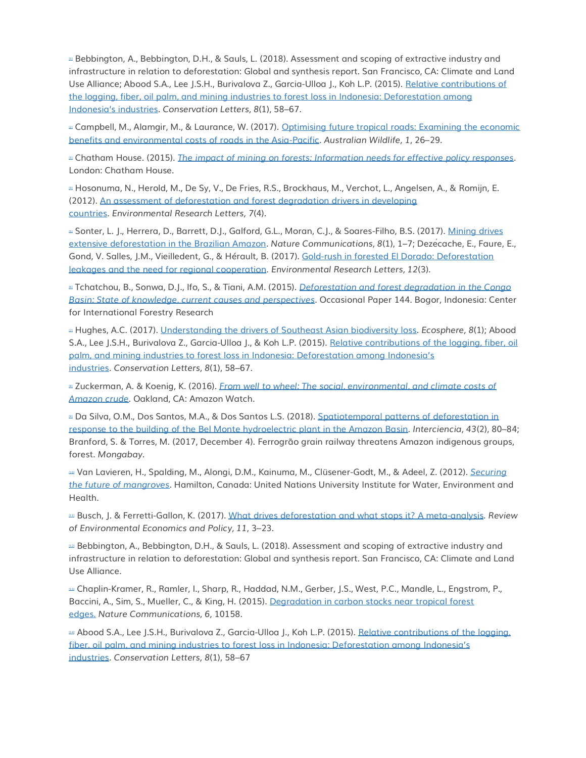[1] Bebbington, A., Bebbington, D.H., & Sauls, L. (2018). Assessment and scoping of extractive industry and infrastructure in relation to deforestation: Global and synthesis report. San Francisco, CA: Climate and Land Use Alliance; Abood S.A., Lee J.S.H., Burivalova Z., Garcia-Ulloa J., Koh L.P. (2015). [Relative contributions of the logging, fiber, oil palm, and mining industries to forest loss in Indonesia: Deforestation among Indonesia's industries](). *Conservation Letters, 8*(1), 58–67.

[2] Campbell, M., Alamgir, M., & Laurance, W. (2017). [Optimising future tropical roads: Examining the economic benefits and environmental costs of roads in the Asia-Pacific](). *Australian Wildlife, 1*, 26–29.

[3] Chatham House. (2015). [*The impact of mining on forests: Information needs for effective policy responses*](). London: Chatham House.

[4] Hosonuma, N., Herold, M., De Sy, V., De Fries, R.S., Brockhaus, M., Verchot, L., Angelsen, A., & Romijn, E. (2012). [An assessment of deforestation and forest degradation drivers in developing countries](). *Environmental Research Letters, 7*(4).

[5] Sonter, L. J., Herrera, D., Barrett, D.J., Galford, G.L., Moran, C.J., & Soares-Filho, B.S. (2017). [Mining drives extensive deforestation in the Brazilian Amazon](). *Nature Communications, 8*(1), 1–7; Dezécache, E., Faure, E., Gond, V. Salles, J.M., Vieilledent, G., & Hérault, B. (2017). [Gold-rush in forested El Dorado: Deforestation leakages and the need for regional cooperation](). *Environmental Research Letters, 12*(3).

[6] Tchatchou, B., Sonwa, D.J., Ifo, S., & Tiani, A.M. (2015). [*Deforestation and forest degradation in the Congo Basin: State of knowledge, current causes and perspectives*](). Occasional Paper 144. Bogor, Indonesia: Center for International Forestry Research

[7] Hughes, A.C. (2017). [Understanding the drivers of Southeast Asian biodiversity loss](). *Ecosphere, 8*(1); Abood S.A., Lee J.S.H., Burivalova Z., Garcia-Ulloa J., & Koh L.P. (2015). [Relative contributions of the logging, fiber, oil palm, and mining industries to forest loss in Indonesia: Deforestation among Indonesia's industries](). *Conservation Letters, 8*(1), 58–67.

[8] Zuckerman, A. & Koenig, K. (2016). [*From well to wheel: The social, environmental, and climate costs of Amazon crude*](). Oakland, CA: Amazon Watch.

[9] Da Silva, O.M., Dos Santos, M.A., & Dos Santos L.S. (2018). [Spatiotemporal patterns of deforestation in response to the building of the Bel Monte hydroelectric plant in the Amazon Basin](). *Interciencia, 43*(2), 80–84; Branford, S. & Torres, M. (2017, December 4). Ferrogrão grain railway threatens Amazon indigenous groups, forest. *Mongabay*.

[10] Van Lavieren, H., Spalding, M., Alongi, D.M., Kainuma, M., Clüsener-Godt, M., & Adeel, Z. (2012). [*Securing the future of mangroves*](). Hamilton, Canada: United Nations University Institute for Water, Environment and Health.

[11] Busch, J. & Ferretti-Gallon, K. (2017). [What drives deforestation and what stops it? A meta-analysis](). *Review of Environmental Economics and Policy, 11*, 3–23.

[12] Bebbington, A., Bebbington, D.H., & Sauls, L. (2018). Assessment and scoping of extractive industry and infrastructure in relation to deforestation: Global and synthesis report. San Francisco, CA: Climate and Land Use Alliance.

[13] Chaplin-Kramer, R., Ramler, I., Sharp, R., Haddad, N.M., Gerber, J.S., West, P.C., Mandle, L., Engstrom, P., Baccini, A., Sim, S., Mueller, C., & King, H. (2015). [Degradation in carbon stocks near tropical forest edges.]() *Nature Communications, 6*, 10158.

[14] Abood S.A., Lee J.S.H., Burivalova Z., Garcia-Ulloa J., Koh L.P. (2015). [Relative contributions of the logging, fiber, oil palm, and mining industries to forest loss in Indonesia: Deforestation among Indonesia's industries](). *Conservation Letters, 8*(1), 58–67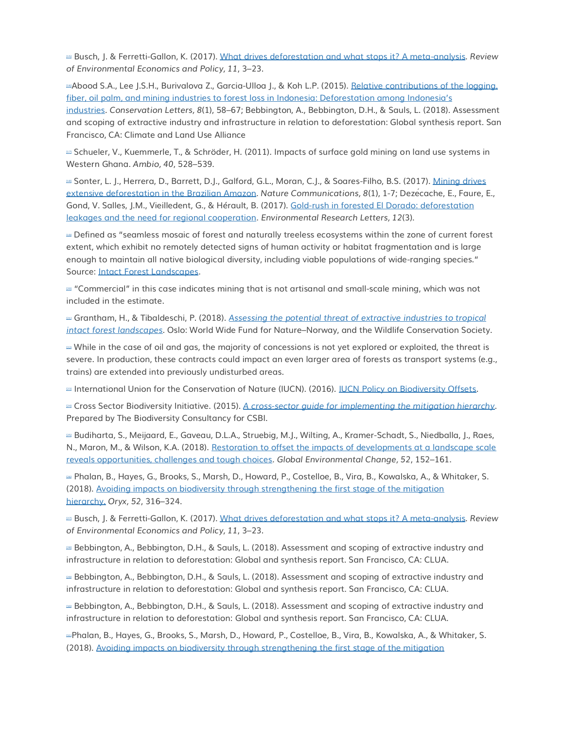[15] Busch, J. & Ferretti-Gallon, K. (2017). [What drives deforestation and what stops it? A meta-analysis](). *Review of Environmental Economics and Policy*, *11*, 3–23.

[16]Abood S.A., Lee J.S.H., Burivalova Z., Garcia-Ulloa J., & Koh L.P. (2015). [Relative contributions of the logging, fiber, oil palm, and mining industries to forest loss in Indonesia: Deforestation among Indonesia's industries](). *Conservation Letters*, *8*(1), 58–67; Bebbington, A., Bebbington, D.H., & Sauls, L. (2018). Assessment and scoping of extractive industry and infrastructure in relation to deforestation: Global synthesis report. San Francisco, CA: Climate and Land Use Alliance

[17] Schueler, V., Kuemmerle, T., & Schröder, H. (2011). Impacts of surface gold mining on land use systems in Western Ghana. *Ambio*, *40*, 528–539.

[18] Sonter, L. J., Herrera, D., Barrett, D.J., Galford, G.L., Moran, C.J., & Soares-Filho, B.S. (2017). [Mining drives extensive deforestation in the Brazilian Amazon](). *Nature Communications*, *8*(1), 1-7; Dezécache, E., Faure, E., Gond, V. Salles, J.M., Vieilledent, G., & Hérault, B. (2017). [Gold-rush in forested El Dorado: deforestation leakages and the need for regional cooperation](). *Environmental Research Letters*, *12*(3).

[19] Defined as "seamless mosaic of forest and naturally treeless ecosystems within the zone of current forest extent, which exhibit no remotely detected signs of human activity or habitat fragmentation and is large enough to maintain all native biological diversity, including viable populations of wide-ranging species." Source: [Intact Forest Landscapes]().

[20] "Commercial" in this case indicates mining that is not artisanal and small-scale mining, which was not included in the estimate.

[21] Grantham, H., & Tibaldeschi, P. (2018). [*Assessing the potential threat of extractive industries to tropical intact forest landscapes*](). Oslo: World Wide Fund for Nature–Norway, and the Wildlife Conservation Society.

[22] While in the case of oil and gas, the majority of concessions is not yet explored or exploited, the threat is severe. In production, these contracts could impact an even larger area of forests as transport systems (e.g., trains) are extended into previously undisturbed areas.

[23] International Union for the Conservation of Nature (IUCN). (2016). [IUCN Policy on Biodiversity Offsets]().

[24] Cross Sector Biodiversity Initiative. (2015). [*A cross-sector guide for implementing the mitigation hierarchy*](). Prepared by The Biodiversity Consultancy for CSBI.

[25] Budiharta, S., Meijaard, E., Gaveau, D.L.A., Struebig, M.J., Wilting, A., Kramer-Schadt, S., Niedballa, J., Raes, N., Maron, M., & Wilson, K.A. (2018). [Restoration to offset the impacts of developments at a landscape scale reveals opportunities, challenges and tough choices](). *Global Environmental Change*, *52*, 152–161.

[26] Phalan, B., Hayes, G., Brooks, S., Marsh, D., Howard, P., Costelloe, B., Vira, B., Kowalska, A., & Whitaker, S. (2018). [Avoiding impacts on biodiversity through strengthening the first stage of the mitigation hierarchy.]() *Oryx*, *52*, 316–324.

[27] Busch, J. & Ferretti-Gallon, K. (2017). [What drives deforestation and what stops it? A meta-analysis](). *Review of Environmental Economics and Policy*, *11*, 3–23.

[28] Bebbington, A., Bebbington, D.H., & Sauls, L. (2018). Assessment and scoping of extractive industry and infrastructure in relation to deforestation: Global and synthesis report. San Francisco, CA: CLUA.

[29] Bebbington, A., Bebbington, D.H., & Sauls, L. (2018). Assessment and scoping of extractive industry and infrastructure in relation to deforestation: Global and synthesis report. San Francisco, CA: CLUA.

[30] Bebbington, A., Bebbington, D.H., & Sauls, L. (2018). Assessment and scoping of extractive industry and infrastructure in relation to deforestation: Global and synthesis report. San Francisco, CA: CLUA.

[31]Phalan, B., Hayes, G., Brooks, S., Marsh, D., Howard, P., Costelloe, B., Vira, B., Kowalska, A., & Whitaker, S. (2018). [Avoiding impacts on biodiversity through strengthening the first stage of the mitigation]()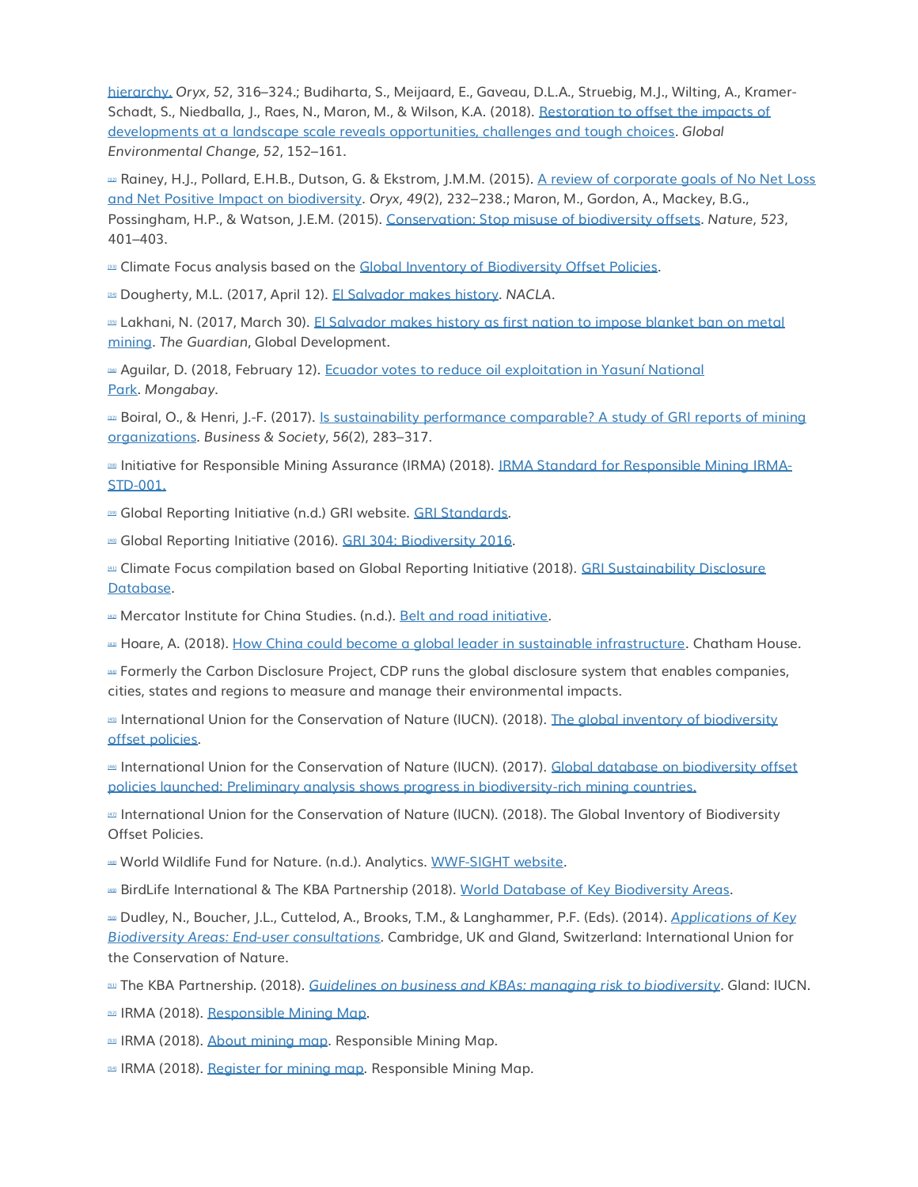hierarchy. *Oryx*, *52*, 316–324.; Budiharta, S., Meijaard, E., Gaveau, D.L.A., Struebig, M.J., Wilting, A., Kramer-Schadt, S., Niedballa, J., Raes, N., Maron, M., & Wilson, K.A. (2018). Restoration to offset the impacts of developments at a landscape scale reveals opportunities, challenges and tough choices. *Global Environmental Change*, *52*, 152–161.

[132] Rainey, H.J., Pollard, E.H.B., Dutson, G. & Ekstrom, J.M.M. (2015). A review of corporate goals of No Net Loss and Net Positive Impact on biodiversity. *Oryx*, *49*(2), 232–238.; Maron, M., Gordon, A., Mackey, B.G., Possingham, H.P., & Watson, J.E.M. (2015). Conservation: Stop misuse of biodiversity offsets. *Nature*, *523*, 401–403.

[133] Climate Focus analysis based on the Global Inventory of Biodiversity Offset Policies.

[134] Dougherty, M.L. (2017, April 12). El Salvador makes history. *NACLA*.

[135] Lakhani, N. (2017, March 30). El Salvador makes history as first nation to impose blanket ban on metal mining. *The Guardian*, Global Development.

[136] Aguilar, D. (2018, February 12). Ecuador votes to reduce oil exploitation in Yasuní National Park. *Mongabay*.

[137] Boiral, O., & Henri, J.-F. (2017). Is sustainability performance comparable? A study of GRI reports of mining organizations. *Business & Society*, *56*(2), 283–317.

[138] Initiative for Responsible Mining Assurance (IRMA) (2018). IRMA Standard for Responsible Mining IRMA-STD-001.

[139] Global Reporting Initiative (n.d.) GRI website. GRI Standards.

[140] Global Reporting Initiative (2016). GRI 304: Biodiversity 2016.

[141] Climate Focus compilation based on Global Reporting Initiative (2018). GRI Sustainability Disclosure Database.

[142] Mercator Institute for China Studies. (n.d.). Belt and road initiative.

[143] Hoare, A. (2018). How China could become a global leader in sustainable infrastructure. Chatham House.

[144] Formerly the Carbon Disclosure Project, CDP runs the global disclosure system that enables companies, cities, states and regions to measure and manage their environmental impacts.

[145] International Union for the Conservation of Nature (IUCN). (2018). The global inventory of biodiversity offset policies.

[146] International Union for the Conservation of Nature (IUCN). (2017). Global database on biodiversity offset policies launched: Preliminary analysis shows progress in biodiversity-rich mining countries.

[147] International Union for the Conservation of Nature (IUCN). (2018). The Global Inventory of Biodiversity Offset Policies.

[148] World Wildlife Fund for Nature. (n.d.). Analytics. WWF-SIGHT website.

[149] BirdLife International & The KBA Partnership (2018). World Database of Key Biodiversity Areas.

[150] Dudley, N., Boucher, J.L., Cuttelod, A., Brooks, T.M., & Langhammer, P.F. (Eds). (2014). *Applications of Key Biodiversity Areas: End-user consultations*. Cambridge, UK and Gland, Switzerland: International Union for the Conservation of Nature.

[151] The KBA Partnership. (2018). *Guidelines on business and KBAs: managing risk to biodiversity*. Gland: IUCN.

[152] IRMA (2018). Responsible Mining Map.

[153] IRMA (2018). About mining map. Responsible Mining Map.

[154] IRMA (2018). Register for mining map. Responsible Mining Map.